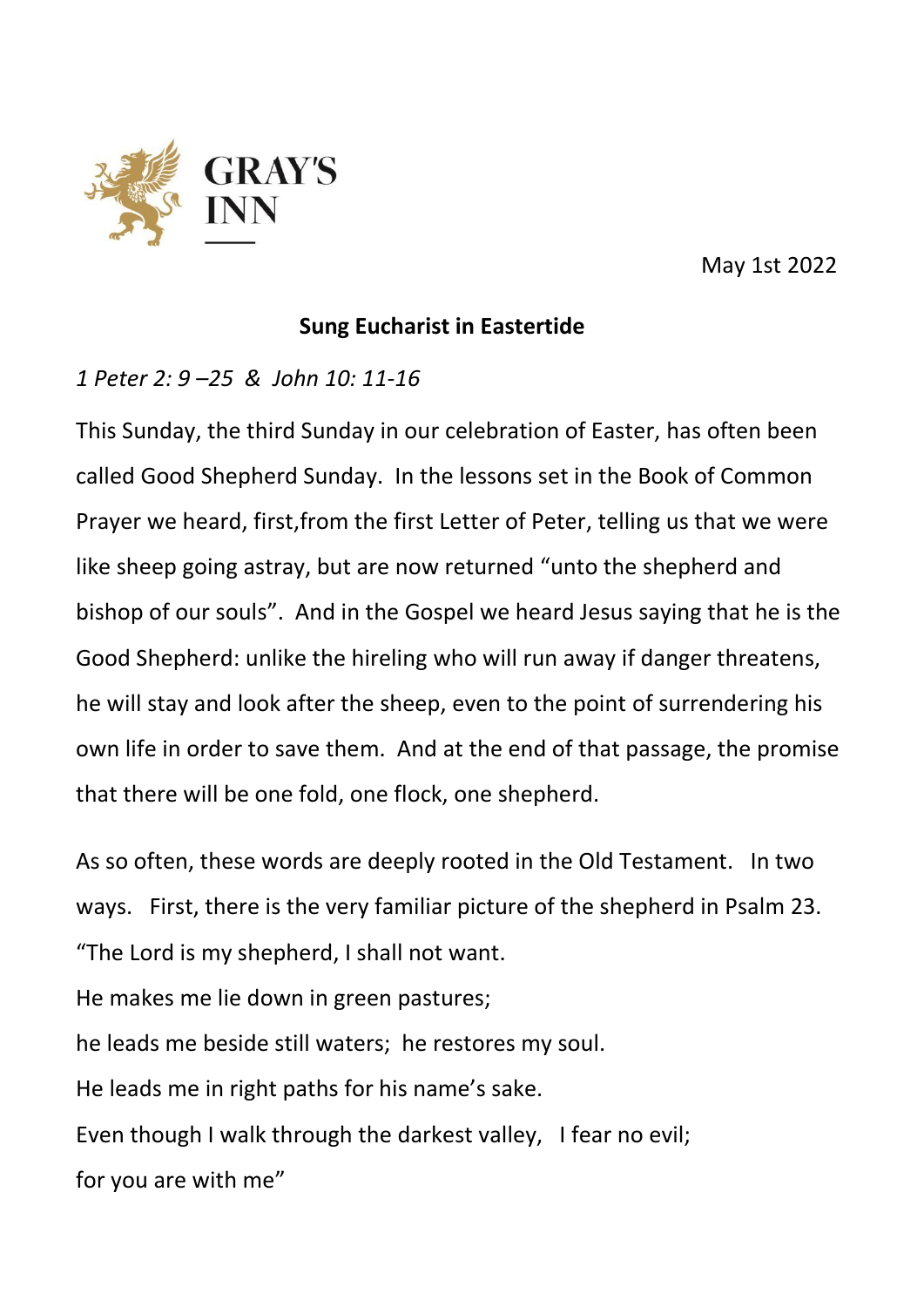GRAY'S INN

May 1st 2022

**Sung Eucharist in Eastertide**

*1 Peter 2: 9 –25 & John 10: 11-16*

This Sunday, the third Sunday in our celebration of Easter, has often been called Good Shepherd Sunday. In the lessons set in the Book of Common Prayer we heard, first,from the first Letter of Peter, telling us that we were like sheep going astray, but are now returned "unto the shepherd and bishop of our souls". And in the Gospel we heard Jesus saying that he is the Good Shepherd: unlike the hireling who will run away if danger threatens, he will stay and look after the sheep, even to the point of surrendering his own life in order to save them. And at the end of that passage, the promise that there will be one fold, one flock, one shepherd.

As so often, these words are deeply rooted in the Old Testament. In two ways. First, there is the very familiar picture of the shepherd in Psalm 23.
"The Lord is my shepherd, I shall not want.
He makes me lie down in green pastures;
he leads me beside still waters; he restores my soul.
He leads me in right paths for his name's sake.
Even though I walk through the darkest valley, I fear no evil;
for you are with me"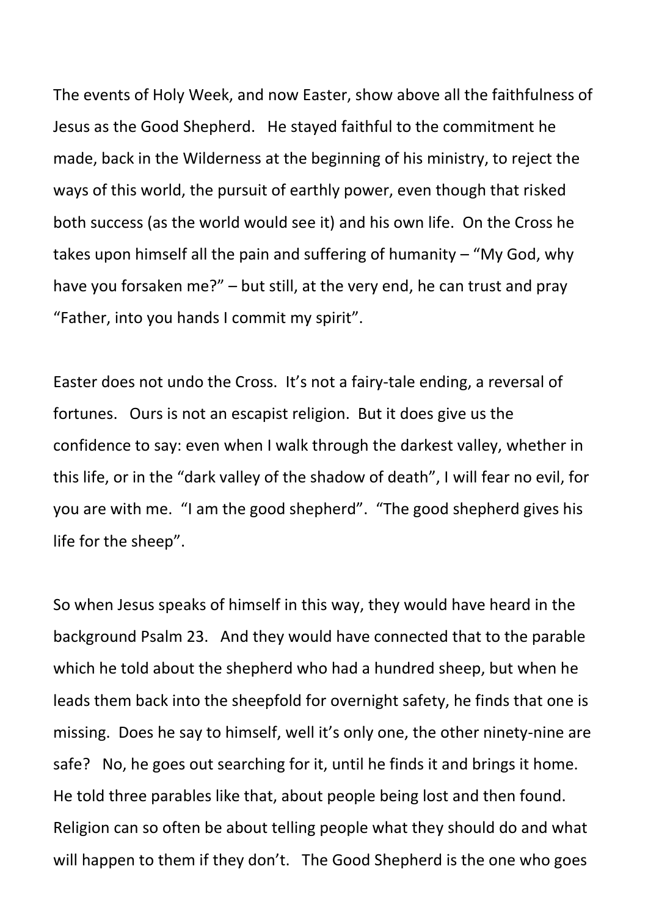The events of Holy Week, and now Easter, show above all the faithfulness of Jesus as the Good Shepherd. He stayed faithful to the commitment he made, back in the Wilderness at the beginning of his ministry, to reject the ways of this world, the pursuit of earthly power, even though that risked both success (as the world would see it) and his own life. On the Cross he takes upon himself all the pain and suffering of humanity – "My God, why have you forsaken me?" – but still, at the very end, he can trust and pray "Father, into you hands I commit my spirit".

Easter does not undo the Cross. It's not a fairy-tale ending, a reversal of fortunes. Ours is not an escapist religion. But it does give us the confidence to say: even when I walk through the darkest valley, whether in this life, or in the "dark valley of the shadow of death", I will fear no evil, for you are with me. "I am the good shepherd". "The good shepherd gives his life for the sheep".

So when Jesus speaks of himself in this way, they would have heard in the background Psalm 23. And they would have connected that to the parable which he told about the shepherd who had a hundred sheep, but when he leads them back into the sheepfold for overnight safety, he finds that one is missing. Does he say to himself, well it's only one, the other ninety-nine are safe? No, he goes out searching for it, until he finds it and brings it home. He told three parables like that, about people being lost and then found. Religion can so often be about telling people what they should do and what will happen to them if they don't. The Good Shepherd is the one who goes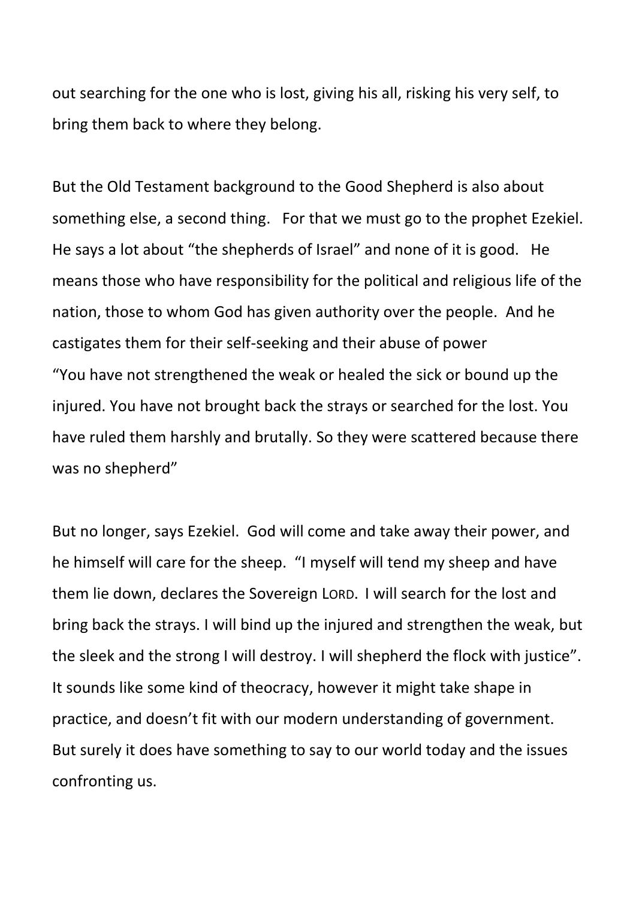out searching for the one who is lost, giving his all, risking his very self, to bring them back to where they belong.

But the Old Testament background to the Good Shepherd is also about something else, a second thing. For that we must go to the prophet Ezekiel. He says a lot about "the shepherds of Israel" and none of it is good. He means those who have responsibility for the political and religious life of the nation, those to whom God has given authority over the people. And he castigates them for their self-seeking and their abuse of power
"You have not strengthened the weak or healed the sick or bound up the injured. You have not brought back the strays or searched for the lost. You have ruled them harshly and brutally. So they were scattered because there was no shepherd"

But no longer, says Ezekiel. God will come and take away their power, and he himself will care for the sheep. "I myself will tend my sheep and have them lie down, declares the Sovereign LORD. I will search for the lost and bring back the strays. I will bind up the injured and strengthen the weak, but the sleek and the strong I will destroy. I will shepherd the flock with justice". It sounds like some kind of theocracy, however it might take shape in practice, and doesn't fit with our modern understanding of government. But surely it does have something to say to our world today and the issues confronting us.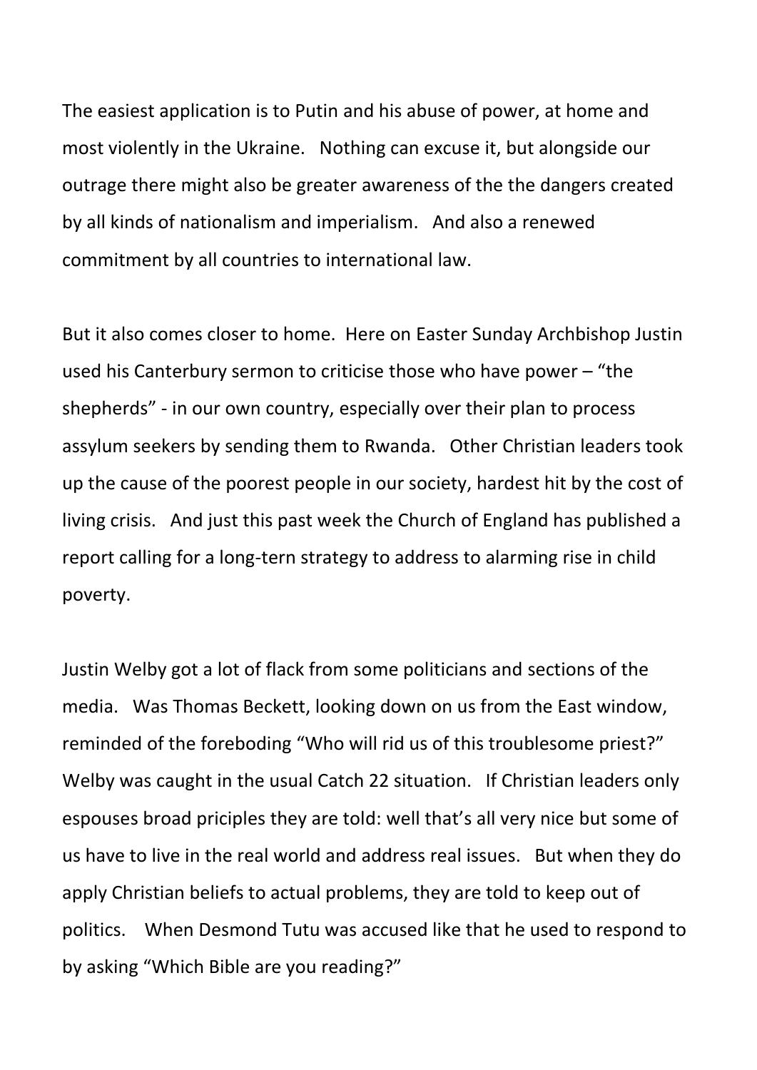The easiest application is to Putin and his abuse of power, at home and most violently in the Ukraine. Nothing can excuse it, but alongside our outrage there might also be greater awareness of the the dangers created by all kinds of nationalism and imperialism. And also a renewed commitment by all countries to international law.

But it also comes closer to home. Here on Easter Sunday Archbishop Justin used his Canterbury sermon to criticise those who have power – "the shepherds" - in our own country, especially over their plan to process assylum seekers by sending them to Rwanda. Other Christian leaders took up the cause of the poorest people in our society, hardest hit by the cost of living crisis. And just this past week the Church of England has published a report calling for a long-tern strategy to address to alarming rise in child poverty.

Justin Welby got a lot of flack from some politicians and sections of the media. Was Thomas Beckett, looking down on us from the East window, reminded of the foreboding "Who will rid us of this troublesome priest?" Welby was caught in the usual Catch 22 situation. If Christian leaders only espouses broad priciples they are told: well that's all very nice but some of us have to live in the real world and address real issues. But when they do apply Christian beliefs to actual problems, they are told to keep out of politics. When Desmond Tutu was accused like that he used to respond to by asking "Which Bible are you reading?"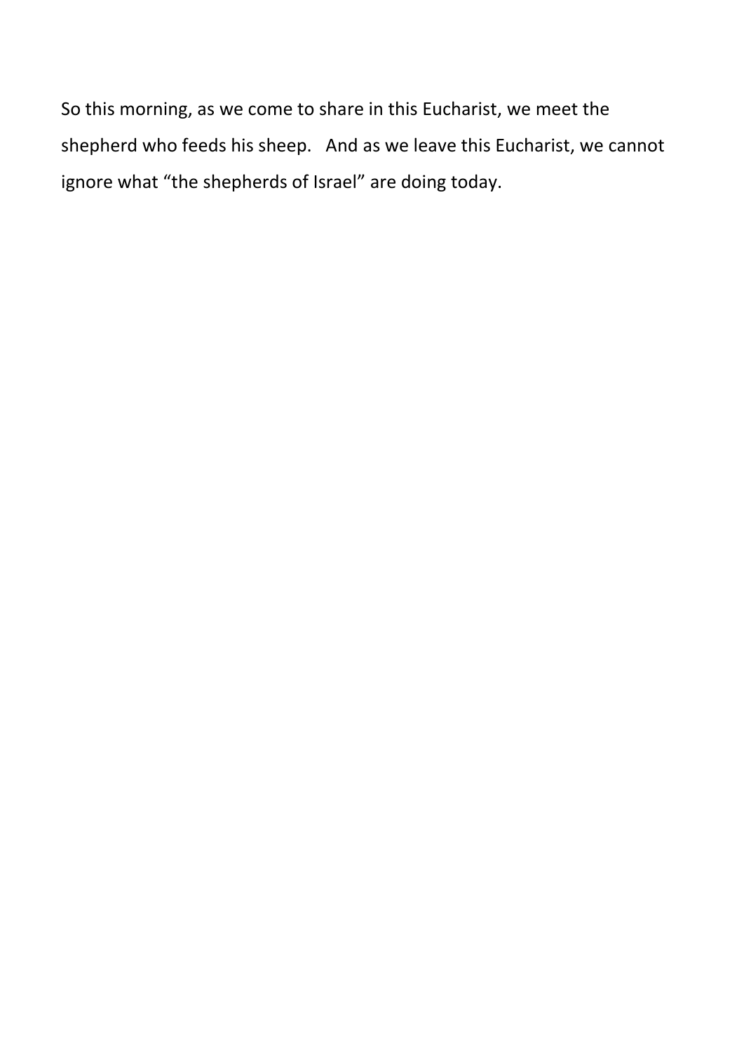So this morning, as we come to share in this Eucharist, we meet the shepherd who feeds his sheep. And as we leave this Eucharist, we cannot ignore what "the shepherds of Israel" are doing today.